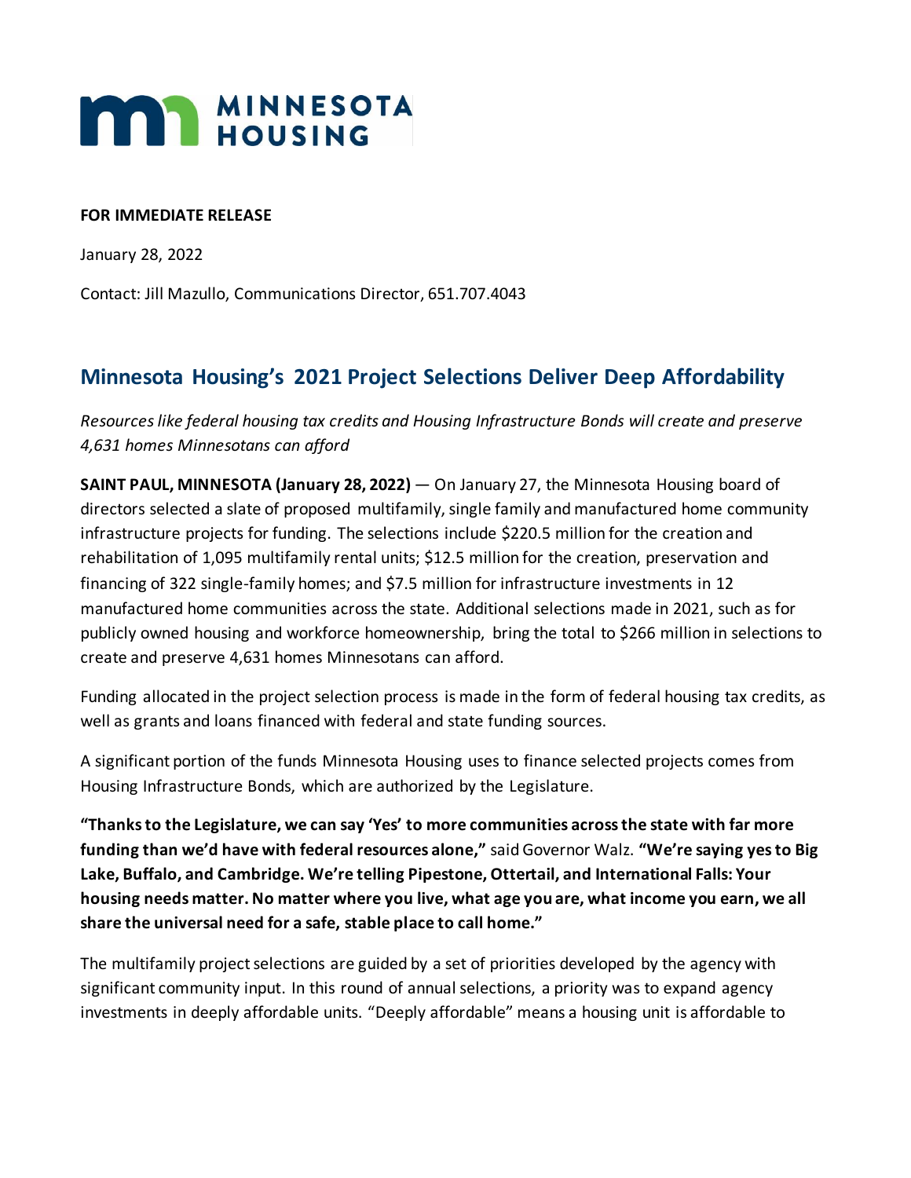**FOR IMMEDIATE RELEASE**

January 28, 2022

Contact: Jill Mazullo, Communications Director, 651.707.4043

## Minnesota Housing's 2021 Project Selections Deliver Deep Affordability

*Resources like federal housing tax credits and Housing Infrastructure Bonds will create and preserve 4,631 homes Minnesotans can afford*

**SAINT PAUL, MINNESOTA (January 28, 2022)** — On January 27, the Minnesota Housing board of directors selected a slate of proposed multifamily, single family and manufactured home community infrastructure projects for funding. The selections include $220.5 million for the creation and rehabilitation of 1,095 multifamily rental units; $12.5 million for the creation, preservation and financing of 322 single-family homes; and $7.5 million for infrastructure investments in 12 manufactured home communities across the state. Additional selections made in 2021, such as for publicly owned housing and workforce homeownership, bring the total to $266 million in selections to create and preserve 4,631 homes Minnesotans can afford.

Funding allocated in the project selection process is made in the form of federal housing tax credits, as well as grants and loans financed with federal and state funding sources.

A significant portion of the funds Minnesota Housing uses to finance selected projects comes from Housing Infrastructure Bonds, which are authorized by the Legislature.

**"Thanks to the Legislature, we can say 'Yes' to more communities across the state with far more funding than we'd have with federal resources alone,"** said Governor Walz. **"We're saying yes to Big Lake, Buffalo, and Cambridge. We're telling Pipestone, Ottertail, and International Falls: Your housing needs matter. No matter where you live, what age you are, what income you earn, we all share the universal need for a safe, stable place to call home."**

The multifamily project selections are guided by a set of priorities developed by the agency with significant community input. In this round of annual selections, a priority was to expand agency investments in deeply affordable units. "Deeply affordable" means a housing unit is affordable to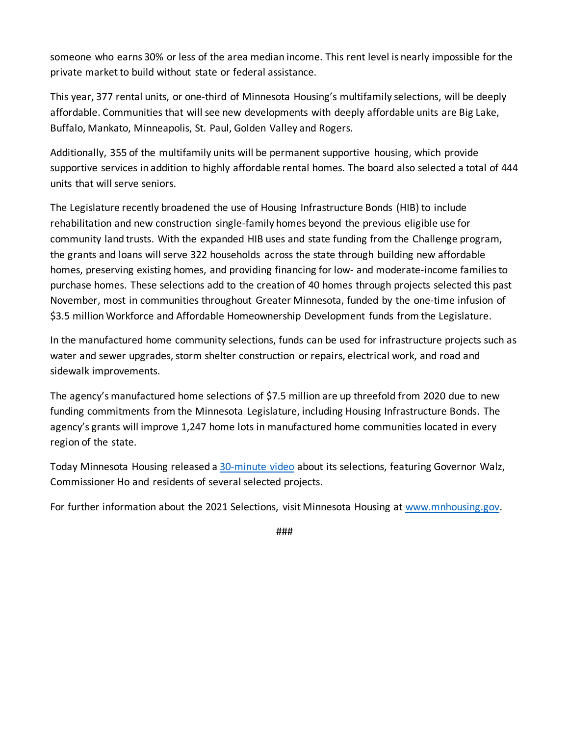someone who earns 30% or less of the area median income. This rent level is nearly impossible for the private market to build without state or federal assistance.

This year, 377 rental units, or one-third of Minnesota Housing's multifamily selections, will be deeply affordable. Communities that will see new developments with deeply affordable units are Big Lake, Buffalo, Mankato, Minneapolis, St. Paul, Golden Valley and Rogers.

Additionally, 355 of the multifamily units will be permanent supportive housing, which provide supportive services in addition to highly affordable rental homes. The board also selected a total of 444 units that will serve seniors.

The Legislature recently broadened the use of Housing Infrastructure Bonds (HIB) to include rehabilitation and new construction single-family homes beyond the previous eligible use for community land trusts. With the expanded HIB uses and state funding from the Challenge program, the grants and loans will serve 322 households across the state through building new affordable homes, preserving existing homes, and providing financing for low- and moderate-income families to purchase homes. These selections add to the creation of 40 homes through projects selected this past November, most in communities throughout Greater Minnesota, funded by the one-time infusion of $3.5 million Workforce and Affordable Homeownership Development funds from the Legislature.

In the manufactured home community selections, funds can be used for infrastructure projects such as water and sewer upgrades, storm shelter construction or repairs, electrical work, and road and sidewalk improvements.

The agency's manufactured home selections of $7.5 million are up threefold from 2020 due to new funding commitments from the Minnesota Legislature, including Housing Infrastructure Bonds. The agency's grants will improve 1,247 home lots in manufactured home communities located in every region of the state.

Today Minnesota Housing released a [30-minute video]() about its selections, featuring Governor Walz, Commissioner Ho and residents of several selected projects.

For further information about the 2021 Selections, visit Minnesota Housing at [www.mnhousing.gov](www.mnhousing.gov).

###